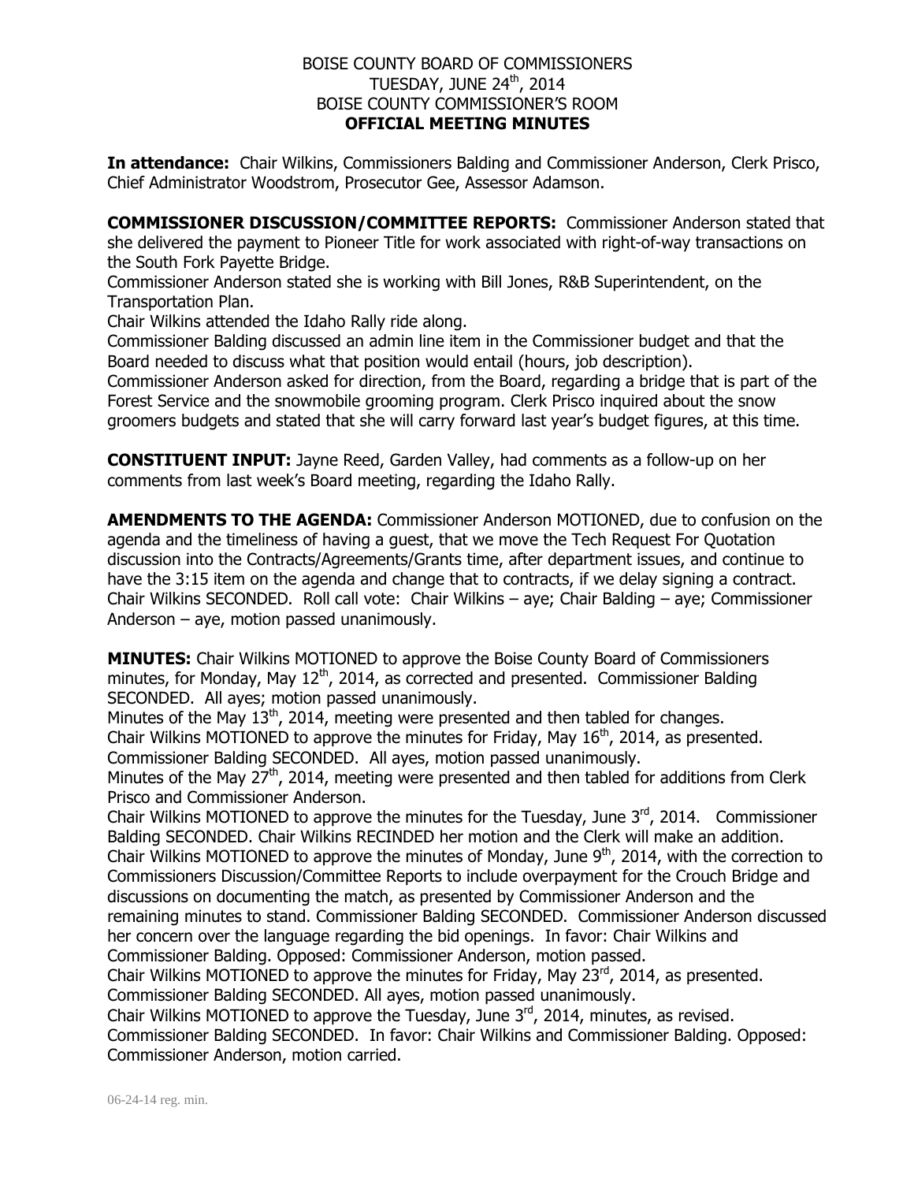BOISE COUNTY BOARD OF COMMISSIONERS
TUESDAY, JUNE 24th, 2014
BOISE COUNTY COMMISSIONER'S ROOM
**OFFICIAL MEETING MINUTES**

**In attendance:** Chair Wilkins, Commissioners Balding and Commissioner Anderson, Clerk Prisco, Chief Administrator Woodstrom, Prosecutor Gee, Assessor Adamson.

**COMMISSIONER DISCUSSION/COMMITTEE REPORTS:** Commissioner Anderson stated that she delivered the payment to Pioneer Title for work associated with right-of-way transactions on the South Fork Payette Bridge.
Commissioner Anderson stated she is working with Bill Jones, R&B Superintendent, on the Transportation Plan.
Chair Wilkins attended the Idaho Rally ride along.
Commissioner Balding discussed an admin line item in the Commissioner budget and that the Board needed to discuss what that position would entail (hours, job description).
Commissioner Anderson asked for direction, from the Board, regarding a bridge that is part of the Forest Service and the snowmobile grooming program. Clerk Prisco inquired about the snow groomers budgets and stated that she will carry forward last year's budget figures, at this time.

**CONSTITUENT INPUT:** Jayne Reed, Garden Valley, had comments as a follow-up on her comments from last week's Board meeting, regarding the Idaho Rally.

**AMENDMENTS TO THE AGENDA:** Commissioner Anderson MOTIONED, due to confusion on the agenda and the timeliness of having a guest, that we move the Tech Request For Quotation discussion into the Contracts/Agreements/Grants time, after department issues, and continue to have the 3:15 item on the agenda and change that to contracts, if we delay signing a contract. Chair Wilkins SECONDED. Roll call vote: Chair Wilkins – aye; Chair Balding – aye; Commissioner Anderson – aye, motion passed unanimously.

**MINUTES:** Chair Wilkins MOTIONED to approve the Boise County Board of Commissioners minutes, for Monday, May 12th, 2014, as corrected and presented. Commissioner Balding SECONDED. All ayes; motion passed unanimously.
Minutes of the May 13th, 2014, meeting were presented and then tabled for changes.
Chair Wilkins MOTIONED to approve the minutes for Friday, May 16th, 2014, as presented. Commissioner Balding SECONDED. All ayes, motion passed unanimously.
Minutes of the May 27th, 2014, meeting were presented and then tabled for additions from Clerk Prisco and Commissioner Anderson.
Chair Wilkins MOTIONED to approve the minutes for the Tuesday, June 3rd, 2014. Commissioner Balding SECONDED. Chair Wilkins RECINDED her motion and the Clerk will make an addition.
Chair Wilkins MOTIONED to approve the minutes of Monday, June 9th, 2014, with the correction to Commissioners Discussion/Committee Reports to include overpayment for the Crouch Bridge and discussions on documenting the match, as presented by Commissioner Anderson and the remaining minutes to stand. Commissioner Balding SECONDED. Commissioner Anderson discussed her concern over the language regarding the bid openings. In favor: Chair Wilkins and Commissioner Balding. Opposed: Commissioner Anderson, motion passed.
Chair Wilkins MOTIONED to approve the minutes for Friday, May 23rd, 2014, as presented. Commissioner Balding SECONDED. All ayes, motion passed unanimously.
Chair Wilkins MOTIONED to approve the Tuesday, June 3rd, 2014, minutes, as revised. Commissioner Balding SECONDED. In favor: Chair Wilkins and Commissioner Balding. Opposed: Commissioner Anderson, motion carried.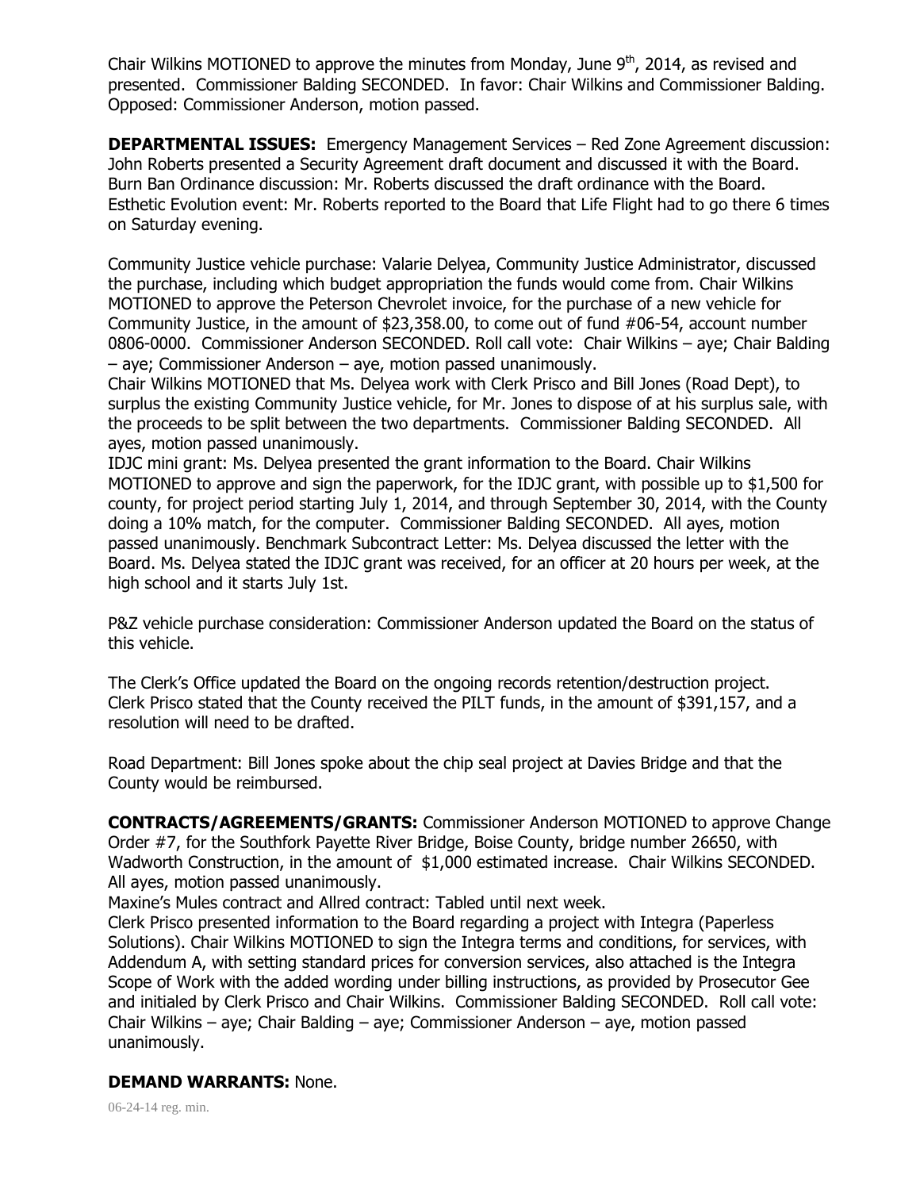Chair Wilkins MOTIONED to approve the minutes from Monday, June 9th, 2014, as revised and presented. Commissioner Balding SECONDED. In favor: Chair Wilkins and Commissioner Balding. Opposed: Commissioner Anderson, motion passed.

**DEPARTMENTAL ISSUES:** Emergency Management Services – Red Zone Agreement discussion: John Roberts presented a Security Agreement draft document and discussed it with the Board. Burn Ban Ordinance discussion: Mr. Roberts discussed the draft ordinance with the Board. Esthetic Evolution event: Mr. Roberts reported to the Board that Life Flight had to go there 6 times on Saturday evening.

Community Justice vehicle purchase: Valarie Delyea, Community Justice Administrator, discussed the purchase, including which budget appropriation the funds would come from. Chair Wilkins MOTIONED to approve the Peterson Chevrolet invoice, for the purchase of a new vehicle for Community Justice, in the amount of $23,358.00, to come out of fund #06-54, account number 0806-0000. Commissioner Anderson SECONDED. Roll call vote: Chair Wilkins – aye; Chair Balding – aye; Commissioner Anderson – aye, motion passed unanimously.
Chair Wilkins MOTIONED that Ms. Delyea work with Clerk Prisco and Bill Jones (Road Dept), to surplus the existing Community Justice vehicle, for Mr. Jones to dispose of at his surplus sale, with the proceeds to be split between the two departments. Commissioner Balding SECONDED. All ayes, motion passed unanimously.
IDJC mini grant: Ms. Delyea presented the grant information to the Board. Chair Wilkins MOTIONED to approve and sign the paperwork, for the IDJC grant, with possible up to $1,500 for county, for project period starting July 1, 2014, and through September 30, 2014, with the County doing a 10% match, for the computer. Commissioner Balding SECONDED. All ayes, motion passed unanimously. Benchmark Subcontract Letter: Ms. Delyea discussed the letter with the Board. Ms. Delyea stated the IDJC grant was received, for an officer at 20 hours per week, at the high school and it starts July 1st.

P&Z vehicle purchase consideration: Commissioner Anderson updated the Board on the status of this vehicle.

The Clerk's Office updated the Board on the ongoing records retention/destruction project. Clerk Prisco stated that the County received the PILT funds, in the amount of $391,157, and a resolution will need to be drafted.

Road Department: Bill Jones spoke about the chip seal project at Davies Bridge and that the County would be reimbursed.

**CONTRACTS/AGREEMENTS/GRANTS:** Commissioner Anderson MOTIONED to approve Change Order #7, for the Southfork Payette River Bridge, Boise County, bridge number 26650, with Wadworth Construction, in the amount of $1,000 estimated increase. Chair Wilkins SECONDED. All ayes, motion passed unanimously.
Maxine's Mules contract and Allred contract: Tabled until next week.
Clerk Prisco presented information to the Board regarding a project with Integra (Paperless Solutions). Chair Wilkins MOTIONED to sign the Integra terms and conditions, for services, with Addendum A, with setting standard prices for conversion services, also attached is the Integra Scope of Work with the added wording under billing instructions, as provided by Prosecutor Gee and initialed by Clerk Prisco and Chair Wilkins. Commissioner Balding SECONDED. Roll call vote: Chair Wilkins – aye; Chair Balding – aye; Commissioner Anderson – aye, motion passed unanimously.

**DEMAND WARRANTS:** None.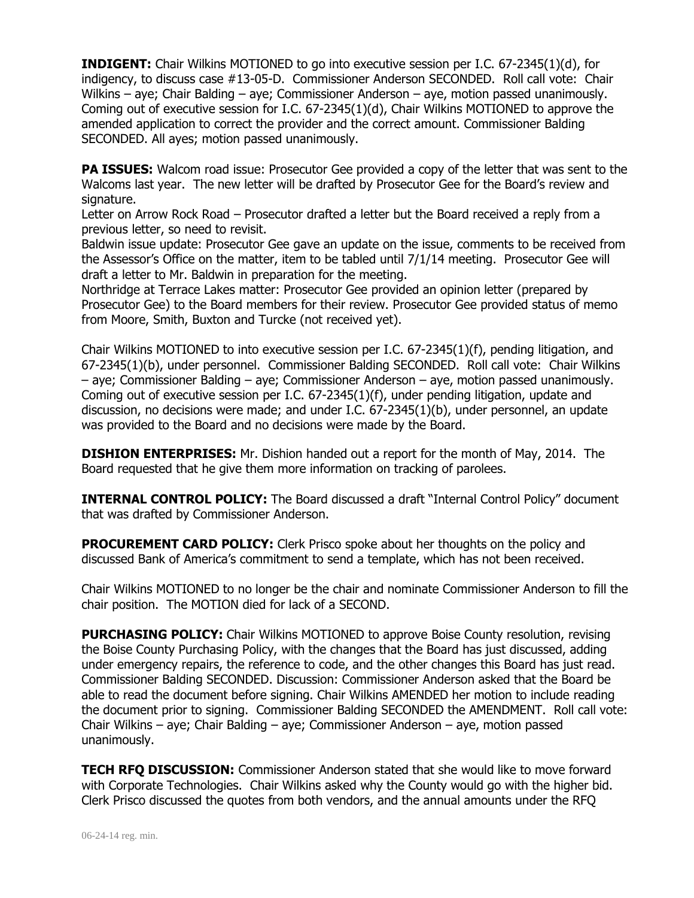**INDIGENT:** Chair Wilkins MOTIONED to go into executive session per I.C. 67-2345(1)(d), for indigency, to discuss case #13-05-D. Commissioner Anderson SECONDED. Roll call vote: Chair Wilkins – aye; Chair Balding – aye; Commissioner Anderson – aye, motion passed unanimously. Coming out of executive session for I.C. 67-2345(1)(d), Chair Wilkins MOTIONED to approve the amended application to correct the provider and the correct amount. Commissioner Balding SECONDED. All ayes; motion passed unanimously.

**PA ISSUES:** Walcom road issue: Prosecutor Gee provided a copy of the letter that was sent to the Walcoms last year. The new letter will be drafted by Prosecutor Gee for the Board's review and signature.

Letter on Arrow Rock Road – Prosecutor drafted a letter but the Board received a reply from a previous letter, so need to revisit.

Baldwin issue update: Prosecutor Gee gave an update on the issue, comments to be received from the Assessor's Office on the matter, item to be tabled until 7/1/14 meeting. Prosecutor Gee will draft a letter to Mr. Baldwin in preparation for the meeting.

Northridge at Terrace Lakes matter: Prosecutor Gee provided an opinion letter (prepared by Prosecutor Gee) to the Board members for their review. Prosecutor Gee provided status of memo from Moore, Smith, Buxton and Turcke (not received yet).

Chair Wilkins MOTIONED to into executive session per I.C. 67-2345(1)(f), pending litigation, and 67-2345(1)(b), under personnel. Commissioner Balding SECONDED. Roll call vote: Chair Wilkins – aye; Commissioner Balding – aye; Commissioner Anderson – aye, motion passed unanimously. Coming out of executive session per I.C. 67-2345(1)(f), under pending litigation, update and discussion, no decisions were made; and under I.C. 67-2345(1)(b), under personnel, an update was provided to the Board and no decisions were made by the Board.

**DISHION ENTERPRISES:** Mr. Dishion handed out a report for the month of May, 2014. The Board requested that he give them more information on tracking of parolees.

**INTERNAL CONTROL POLICY:** The Board discussed a draft "Internal Control Policy" document that was drafted by Commissioner Anderson.

**PROCUREMENT CARD POLICY:** Clerk Prisco spoke about her thoughts on the policy and discussed Bank of America's commitment to send a template, which has not been received.

Chair Wilkins MOTIONED to no longer be the chair and nominate Commissioner Anderson to fill the chair position. The MOTION died for lack of a SECOND.

**PURCHASING POLICY:** Chair Wilkins MOTIONED to approve Boise County resolution, revising the Boise County Purchasing Policy, with the changes that the Board has just discussed, adding under emergency repairs, the reference to code, and the other changes this Board has just read. Commissioner Balding SECONDED. Discussion: Commissioner Anderson asked that the Board be able to read the document before signing. Chair Wilkins AMENDED her motion to include reading the document prior to signing. Commissioner Balding SECONDED the AMENDMENT. Roll call vote: Chair Wilkins – aye; Chair Balding – aye; Commissioner Anderson – aye, motion passed unanimously.

**TECH RFQ DISCUSSION:** Commissioner Anderson stated that she would like to move forward with Corporate Technologies. Chair Wilkins asked why the County would go with the higher bid. Clerk Prisco discussed the quotes from both vendors, and the annual amounts under the RFQ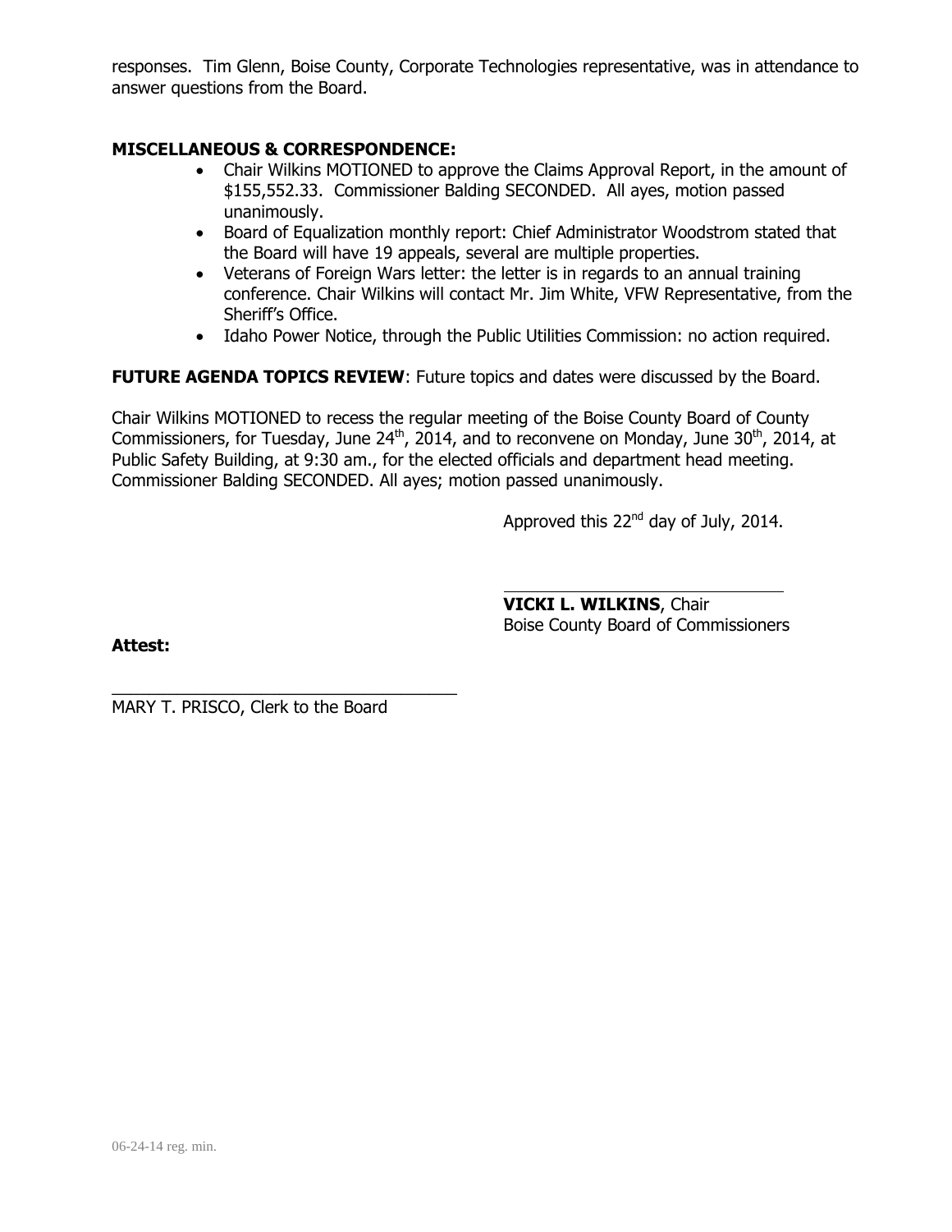responses. Tim Glenn, Boise County, Corporate Technologies representative, was in attendance to answer questions from the Board.

**MISCELLANEOUS & CORRESPONDENCE:**

- Chair Wilkins MOTIONED to approve the Claims Approval Report, in the amount of $155,552.33. Commissioner Balding SECONDED. All ayes, motion passed unanimously.
- Board of Equalization monthly report: Chief Administrator Woodstrom stated that the Board will have 19 appeals, several are multiple properties.
- Veterans of Foreign Wars letter: the letter is in regards to an annual training conference. Chair Wilkins will contact Mr. Jim White, VFW Representative, from the Sheriff's Office.
- Idaho Power Notice, through the Public Utilities Commission: no action required.

**FUTURE AGENDA TOPICS REVIEW**: Future topics and dates were discussed by the Board.

Chair Wilkins MOTIONED to recess the regular meeting of the Boise County Board of County Commissioners, for Tuesday, June 24th, 2014, and to reconvene on Monday, June 30th, 2014, at Public Safety Building, at 9:30 am., for the elected officials and department head meeting. Commissioner Balding SECONDED. All ayes; motion passed unanimously.

Approved this 22nd day of July, 2014.

______________________________

**VICKI L. WILKINS**, Chair
Boise County Board of Commissioners

**Attest:**

______________________________

MARY T. PRISCO, Clerk to the Board